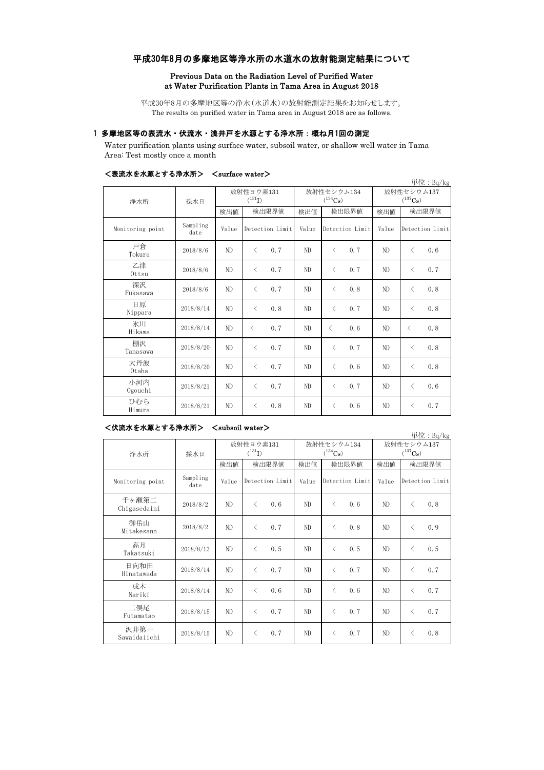# 平成30年8月の多摩地区等浄水所の水道水の放射能測定結果について

### Previous Data on the Radiation Level of Purified Water at Water Purification Plants in Tama Area in August 2018

平成30年8月の多摩地区等の浄水(水道水)の放射能測定結果をお知らせします。
The results on purified water in Tama area in August 2018 are as follows.

## 1 多摩地区等の表流水・伏流水・浅井戸を水源とする浄水所：概ね月1回の測定

Water purification plants using surface water, subsoil water, or shallow well water in Tama Area: Test mostly once a month

### ＜表流水を水源とする浄水所＞ ＜surface water＞

単位：Bq/kg

| 浄水所 | 採水日 | 放射性ヨウ素131 ($^{131}I$) | | 放射性セシウム134 ($^{134}Cs$) | | 放射性セシウム137 ($^{137}Cs$) | |
|---|---|---|---|---|---|---|---|
| | | 検出値 | 検出限界値 | 検出値 | 検出限界値 | 検出値 | 検出限界値 |
| Monitoring point | Sampling date | Value | Detection Limit | Value | Detection Limit | Value | Detection Limit |
| 戸倉 Tokura | 2018/8/6 | ND | ＜ 0.7 | ND | ＜ 0.7 | ND | ＜ 0.6 |
| 乙津 Ottsu | 2018/8/6 | ND | ＜ 0.7 | ND | ＜ 0.7 | ND | ＜ 0.7 |
| 深沢 Fukasawa | 2018/8/6 | ND | ＜ 0.7 | ND | ＜ 0.8 | ND | ＜ 0.8 |
| 日原 Nippara | 2018/8/14 | ND | ＜ 0.8 | ND | ＜ 0.7 | ND | ＜ 0.8 |
| 氷川 Hikawa | 2018/8/14 | ND | ＜ 0.7 | ND | ＜ 0.6 | ND | ＜ 0.8 |
| 棚沢 Tanasawa | 2018/8/20 | ND | ＜ 0.7 | ND | ＜ 0.7 | ND | ＜ 0.8 |
| 大丹波 Otaba | 2018/8/20 | ND | ＜ 0.7 | ND | ＜ 0.6 | ND | ＜ 0.8 |
| 小河内 Ogouchi | 2018/8/21 | ND | ＜ 0.7 | ND | ＜ 0.7 | ND | ＜ 0.6 |
| ひむら Himura | 2018/8/21 | ND | ＜ 0.8 | ND | ＜ 0.6 | ND | ＜ 0.7 |

### ＜伏流水を水源とする浄水所＞ ＜subsoil water＞

単位：Bq/kg

| 浄水所 | 採水日 | 放射性ヨウ素131 ($^{131}I$) | | 放射性セシウム134 ($^{134}Cs$) | | 放射性セシウム137 ($^{137}Cs$) | |
|---|---|---|---|---|---|---|---|
| | | 検出値 | 検出限界値 | 検出値 | 検出限界値 | 検出値 | 検出限界値 |
| Monitoring point | Sampling date | Value | Detection Limit | Value | Detection Limit | Value | Detection Limit |
| 千ヶ瀬第二 Chigasedaini | 2018/8/2 | ND | ＜ 0.6 | ND | ＜ 0.6 | ND | ＜ 0.8 |
| 御岳山 Mitakesann | 2018/8/2 | ND | ＜ 0.7 | ND | ＜ 0.8 | ND | ＜ 0.9 |
| 高月 Takatsuki | 2018/8/13 | ND | ＜ 0.5 | ND | ＜ 0.5 | ND | ＜ 0.5 |
| 日向和田 Hinatawada | 2018/8/14 | ND | ＜ 0.7 | ND | ＜ 0.7 | ND | ＜ 0.7 |
| 成木 Nariki | 2018/8/14 | ND | ＜ 0.6 | ND | ＜ 0.6 | ND | ＜ 0.7 |
| 二俣尾 Futamatao | 2018/8/15 | ND | ＜ 0.7 | ND | ＜ 0.7 | ND | ＜ 0.7 |
| 沢井第一 Sawaidaiichi | 2018/8/15 | ND | ＜ 0.7 | ND | ＜ 0.7 | ND | ＜ 0.8 |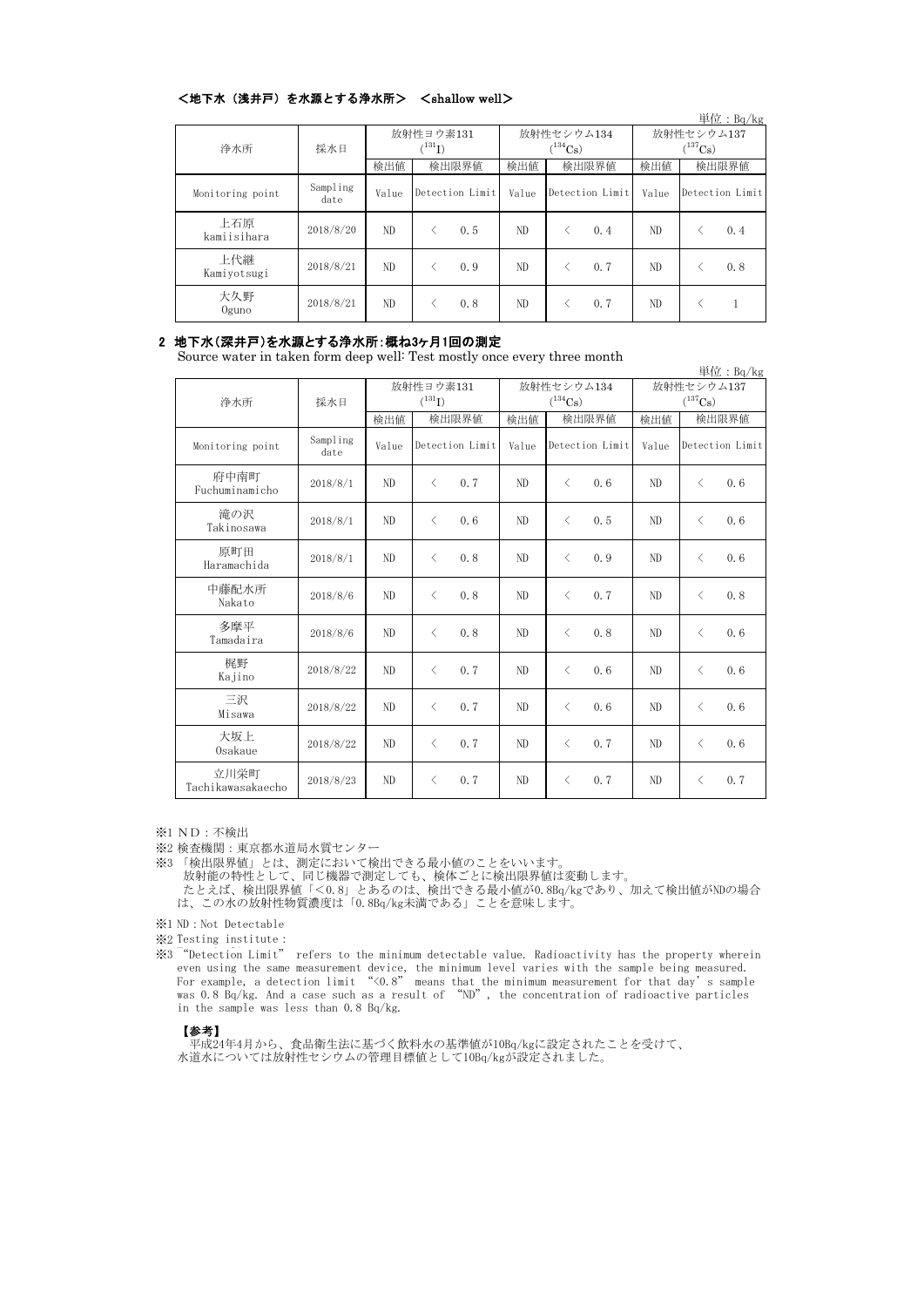## ＜地下水（浅井戸）を水源とする浄水所＞　＜shallow well＞

単位：Bq/kg

| 浄水所 | 採水日 | 放射性ヨウ素131 ($^{131}I$) | | 放射性セシウム134 ($^{134}Cs$) | | 放射性セシウム137 ($^{137}Cs$) | |
|---|---|---|---|---|---|---|---|
| | | 検出値 | 検出限界値 | 検出値 | 検出限界値 | 検出値 | 検出限界値 |
| Monitoring point | Sampling date | Value | Detection Limit | Value | Detection Limit | Value | Detection Limit |
| 上石原 kamiisihara | 2018/8/20 | ND | ＜ 0.5 | ND | ＜ 0.4 | ND | ＜ 0.4 |
| 上代継 Kamiyotsugi | 2018/8/21 | ND | ＜ 0.9 | ND | ＜ 0.7 | ND | ＜ 0.8 |
| 大久野 Oguno | 2018/8/21 | ND | ＜ 0.8 | ND | ＜ 0.7 | ND | ＜ 1 |

## 2 地下水(深井戸)を水源とする浄水所:概ね3ヶ月1回の測定

Source water in taken form deep well: Test mostly once every three month

単位：Bq/kg

| 浄水所 | 採水日 | 放射性ヨウ素131 ($^{131}I$) | | 放射性セシウム134 ($^{134}Cs$) | | 放射性セシウム137 ($^{137}Cs$) | |
|---|---|---|---|---|---|---|---|
| | | 検出値 | 検出限界値 | 検出値 | 検出限界値 | 検出値 | 検出限界値 |
| Monitoring point | Sampling date | Value | Detection Limit | Value | Detection Limit | Value | Detection Limit |
| 府中南町 Fuchuminamicho | 2018/8/1 | ND | ＜ 0.7 | ND | ＜ 0.6 | ND | ＜ 0.6 |
| 滝の沢 Takinosawa | 2018/8/1 | ND | ＜ 0.6 | ND | ＜ 0.5 | ND | ＜ 0.6 |
| 原町田 Haramachida | 2018/8/1 | ND | ＜ 0.8 | ND | ＜ 0.9 | ND | ＜ 0.6 |
| 中藤配水所 Nakato | 2018/8/6 | ND | ＜ 0.8 | ND | ＜ 0.7 | ND | ＜ 0.8 |
| 多摩平 Tamadaira | 2018/8/6 | ND | ＜ 0.8 | ND | ＜ 0.8 | ND | ＜ 0.6 |
| 梶野 Kajino | 2018/8/22 | ND | ＜ 0.7 | ND | ＜ 0.6 | ND | ＜ 0.6 |
| 三沢 Misawa | 2018/8/22 | ND | ＜ 0.7 | ND | ＜ 0.6 | ND | ＜ 0.6 |
| 大坂上 Osakaue | 2018/8/22 | ND | ＜ 0.7 | ND | ＜ 0.7 | ND | ＜ 0.6 |
| 立川栄町 Tachikawasakaecho | 2018/8/23 | ND | ＜ 0.7 | ND | ＜ 0.7 | ND | ＜ 0.7 |

※1 ＮＤ：不検出

※2 検査機関：東京都水道局水質センター

※3 「検出限界値」とは、測定において検出できる最小値のことをいいます。
放射能の特性として、同じ機器で測定しても、検体ごとに検出限界値は変動します。
たとえば、検出限界値「＜0.8」とあるのは、検出できる最小値が0.8Bq/kgであり、加えて検出値がNDの場合は、この水の放射性物質濃度は「0.8Bq/kg未満である」ことを意味します。

※1 ND：Not Detectable

※2 Testing institute：

※3 "Detection Limit" refers to the minimum detectable value. Radioactivity has the property wherein even using the same measurement device, the minimum level varies with the sample being measured. For example, a detection limit "<0.8" means that the minimum measurement for that day's sample was 0.8 Bq/kg. And a case such as a result of "ND", the concentration of radioactive particles in the sample was less than 0.8 Bq/kg.

**【参考】**

平成24年4月から、食品衛生法に基づく飲料水の基準値が10Bq/kgに設定されたことを受けて、水道水については放射性セシウムの管理目標値として10Bq/kgが設定されました。